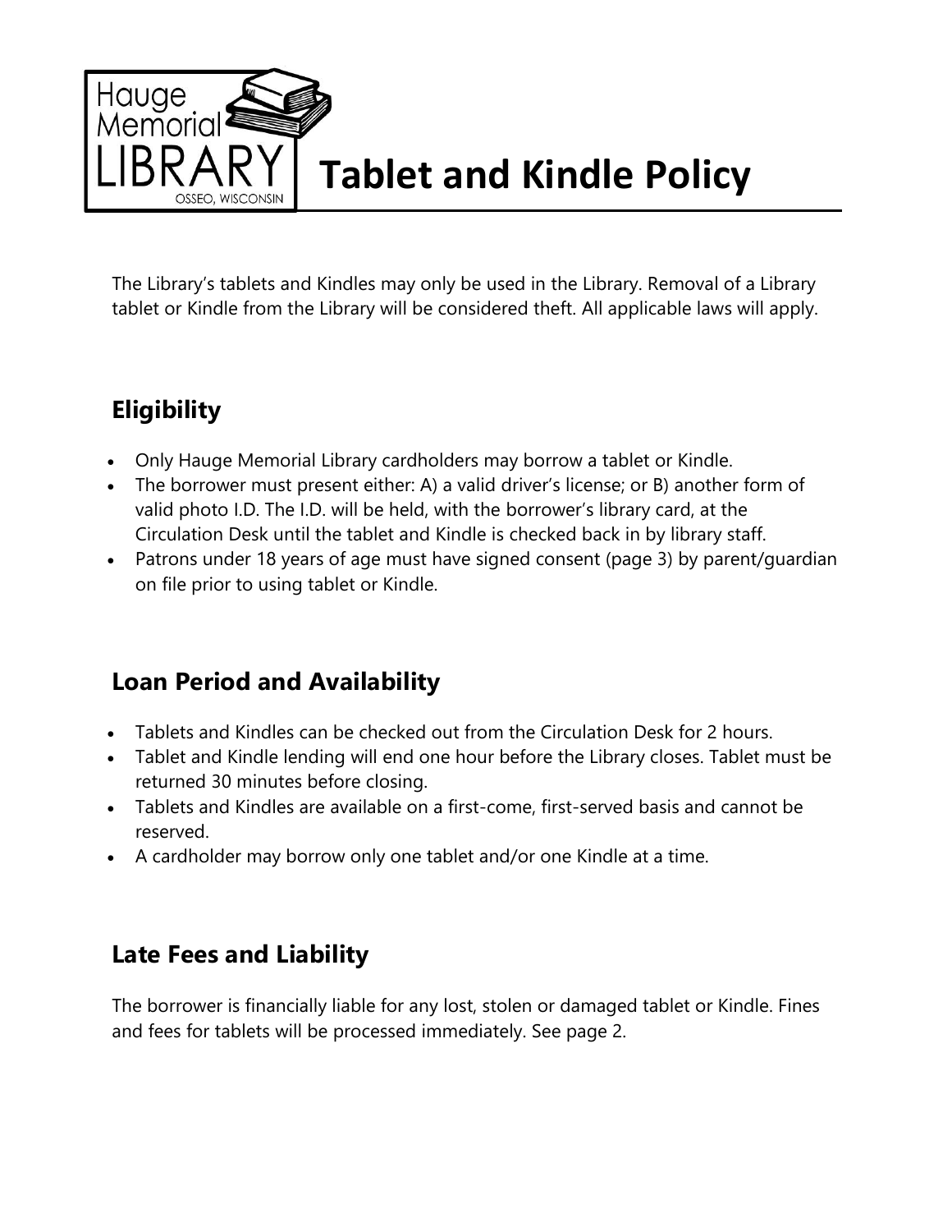# Tablet and Kindle Policy

The Library's tablets and Kindles may only be used in the Library. Removal of a Library tablet or Kindle from the Library will be considered theft. All applicable laws will apply.

## Eligibility

- Only Hauge Memorial Library cardholders may borrow a tablet or Kindle.
- The borrower must present either: A) a valid driver's license; or B) another form of valid photo I.D. The I.D. will be held, with the borrower's library card, at the Circulation Desk until the tablet and Kindle is checked back in by library staff.
- Patrons under 18 years of age must have signed consent (page 3) by parent/guardian on file prior to using tablet or Kindle.

## Loan Period and Availability

- Tablets and Kindles can be checked out from the Circulation Desk for 2 hours.
- Tablet and Kindle lending will end one hour before the Library closes. Tablet must be returned 30 minutes before closing.
- Tablets and Kindles are available on a first-come, first-served basis and cannot be reserved.
- A cardholder may borrow only one tablet and/or one Kindle at a time.

## Late Fees and Liability

The borrower is financially liable for any lost, stolen or damaged tablet or Kindle. Fines and fees for tablets will be processed immediately. See page 2.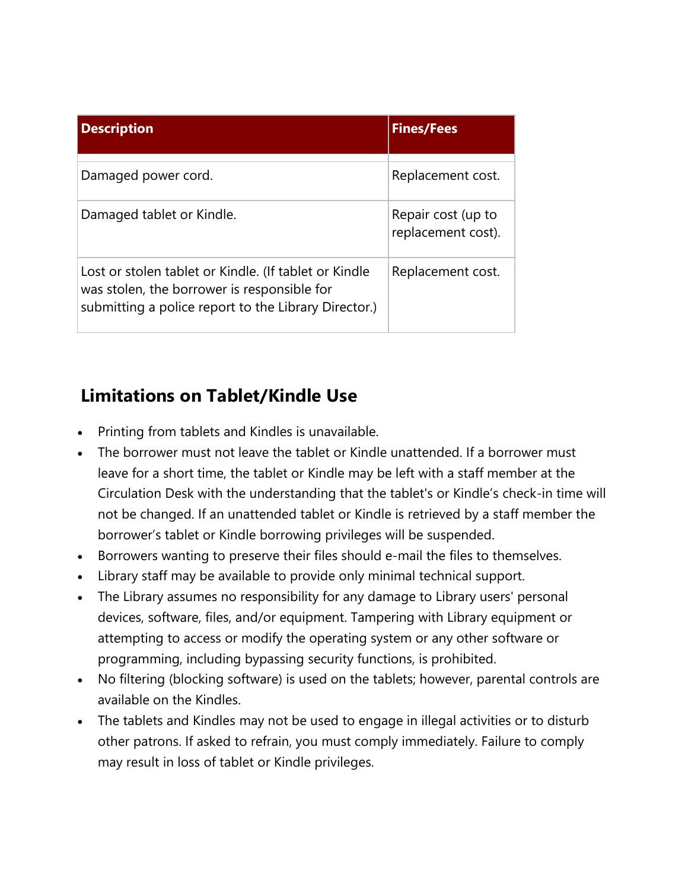| Description | Fines/Fees |
| --- | --- |
| Damaged power cord. | Replacement cost. |
| Damaged tablet or Kindle. | Repair cost (up to replacement cost). |
| Lost or stolen tablet or Kindle. (If tablet or Kindle was stolen, the borrower is responsible for submitting a police report to the Library Director.) | Replacement cost. |

## Limitations on Tablet/Kindle Use

- Printing from tablets and Kindles is unavailable.
- The borrower must not leave the tablet or Kindle unattended. If a borrower must leave for a short time, the tablet or Kindle may be left with a staff member at the Circulation Desk with the understanding that the tablet's or Kindle's check-in time will not be changed. If an unattended tablet or Kindle is retrieved by a staff member the borrower's tablet or Kindle borrowing privileges will be suspended.
- Borrowers wanting to preserve their files should e-mail the files to themselves.
- Library staff may be available to provide only minimal technical support.
- The Library assumes no responsibility for any damage to Library users' personal devices, software, files, and/or equipment. Tampering with Library equipment or attempting to access or modify the operating system or any other software or programming, including bypassing security functions, is prohibited.
- No filtering (blocking software) is used on the tablets; however, parental controls are available on the Kindles.
- The tablets and Kindles may not be used to engage in illegal activities or to disturb other patrons. If asked to refrain, you must comply immediately. Failure to comply may result in loss of tablet or Kindle privileges.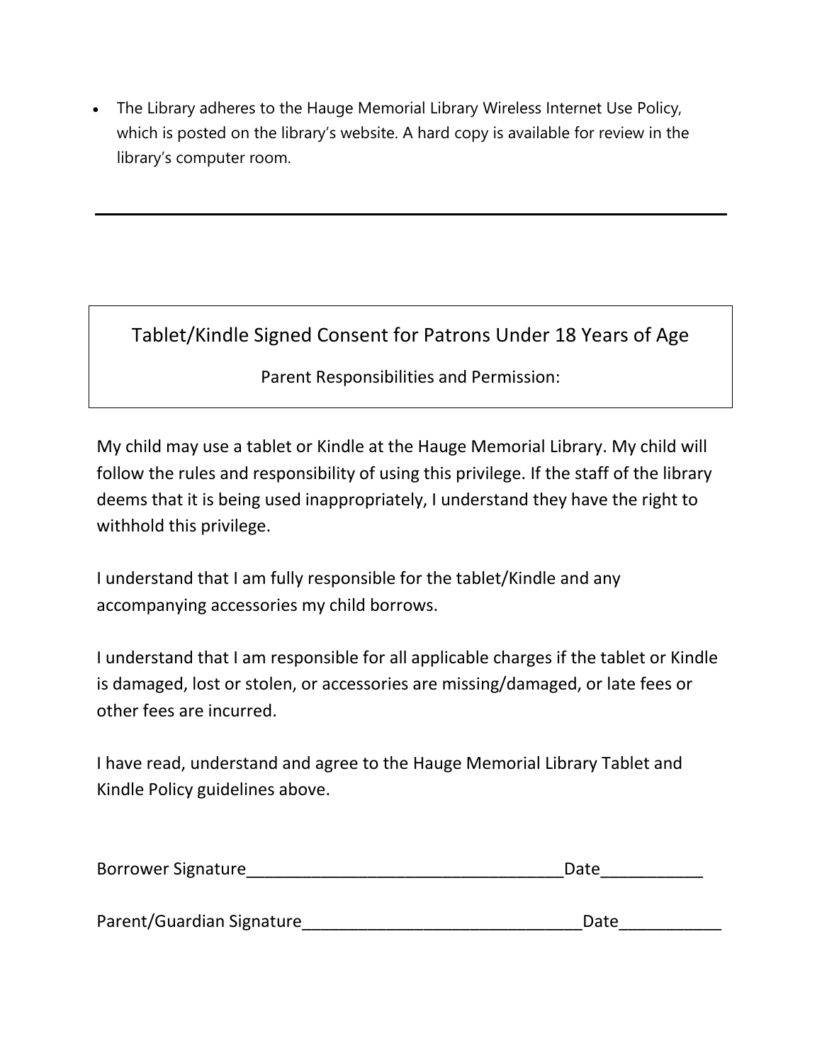- The Library adheres to the Hauge Memorial Library Wireless Internet Use Policy, which is posted on the library's website. A hard copy is available for review in the library's computer room.

---

## Tablet/Kindle Signed Consent for Patrons Under 18 Years of Age

Parent Responsibilities and Permission:

My child may use a tablet or Kindle at the Hauge Memorial Library. My child will follow the rules and responsibility of using this privilege. If the staff of the library deems that it is being used inappropriately, I understand they have the right to withhold this privilege.

I understand that I am fully responsible for the tablet/Kindle and any accompanying accessories my child borrows.

I understand that I am responsible for all applicable charges if the tablet or Kindle is damaged, lost or stolen, or accessories are missing/damaged, or late fees or other fees are incurred.

I have read, understand and agree to the Hauge Memorial Library Tablet and Kindle Policy guidelines above.

Borrower Signature___________________________________Date___________

Parent/Guardian Signature_______________________________Date___________